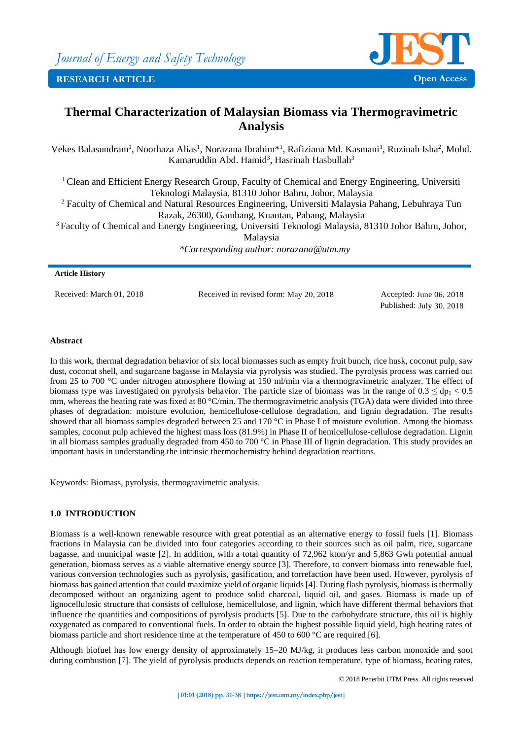Journal of Energy and Safety Technology

RESEARCH ARTICLE

Open Access

# Thermal Characterization of Malaysian Biomass via Thermogravimetric Analysis

Vekes Balasundram[1], Noorhaza Alias[1], Norazana Ibrahim*[1], Rafiziana Md. Kasmani[1], Ruzinah Isha[2], Mohd. Kamaruddin Abd. Hamid[3], Hasrinah Hasbullah[3]

[1] Clean and Efficient Energy Research Group, Faculty of Chemical and Energy Engineering, Universiti Teknologi Malaysia, 81310 Johor Bahru, Johor, Malaysia

[2] Faculty of Chemical and Natural Resources Engineering, Universiti Malaysia Pahang, Lebuhraya Tun Razak, 26300, Gambang, Kuantan, Pahang, Malaysia

[3] Faculty of Chemical and Energy Engineering, Universiti Teknologi Malaysia, 81310 Johor Bahru, Johor, Malaysia

*\*Corresponding author: norazana@utm.my*

**Article History**

Received: March 01, 2018 | Received in revised form: May 20, 2018 | Accepted: June 06, 2018 | Published: July 30, 2018

**Abstract**

In this work, thermal degradation behavior of six local biomasses such as empty fruit bunch, rice husk, coconut pulp, saw dust, coconut shell, and sugarcane bagasse in Malaysia via pyrolysis was studied. The pyrolysis process was carried out from 25 to 700 °C under nitrogen atmosphere flowing at 150 ml/min via a thermogravimetric analyzer. The effect of biomass type was investigated on pyrolysis behavior. The particle size of biomass was in the range of $0.3 \leq dp_1 < 0.5$ mm, whereas the heating rate was fixed at 80 °C/min. The thermogravimetric analysis (TGA) data were divided into three phases of degradation: moisture evolution, hemicellulose-cellulose degradation, and lignin degradation. The results showed that all biomass samples degraded between 25 and 170 °C in Phase I of moisture evolution. Among the biomass samples, coconut pulp achieved the highest mass loss (81.9%) in Phase II of hemicellulose-cellulose degradation. Lignin in all biomass samples gradually degraded from 450 to 700 °C in Phase III of lignin degradation. This study provides an important basis in understanding the intrinsic thermochemistry behind degradation reactions.

Keywords: Biomass, pyrolysis, thermogravimetric analysis.

## 1.0 INTRODUCTION

Biomass is a well-known renewable resource with great potential as an alternative energy to fossil fuels [1]. Biomass fractions in Malaysia can be divided into four categories according to their sources such as oil palm, rice, sugarcane bagasse, and municipal waste [2]. In addition, with a total quantity of 72,962 kton/yr and 5,863 Gwh potential annual generation, biomass serves as a viable alternative energy source [3]. Therefore, to convert biomass into renewable fuel, various conversion technologies such as pyrolysis, gasification, and torrefaction have been used. However, pyrolysis of biomass has gained attention that could maximize yield of organic liquids [4]. During flash pyrolysis, biomass is thermally decomposed without an organizing agent to produce solid charcoal, liquid oil, and gases. Biomass is made up of lignocellulosic structure that consists of cellulose, hemicellulose, and lignin, which have different thermal behaviors that influence the quantities and compositions of pyrolysis products [5]. Due to the carbohydrate structure, this oil is highly oxygenated as compared to conventional fuels. In order to obtain the highest possible liquid yield, high heating rates of biomass particle and short residence time at the temperature of 450 to 600 °C are required [6].

Although biofuel has low energy density of approximately 15–20 MJ/kg, it produces less carbon monoxide and soot during combustion [7]. The yield of pyrolysis products depends on reaction temperature, type of biomass, heating rates,

© 2018 Penerbit UTM Press. All rights reserved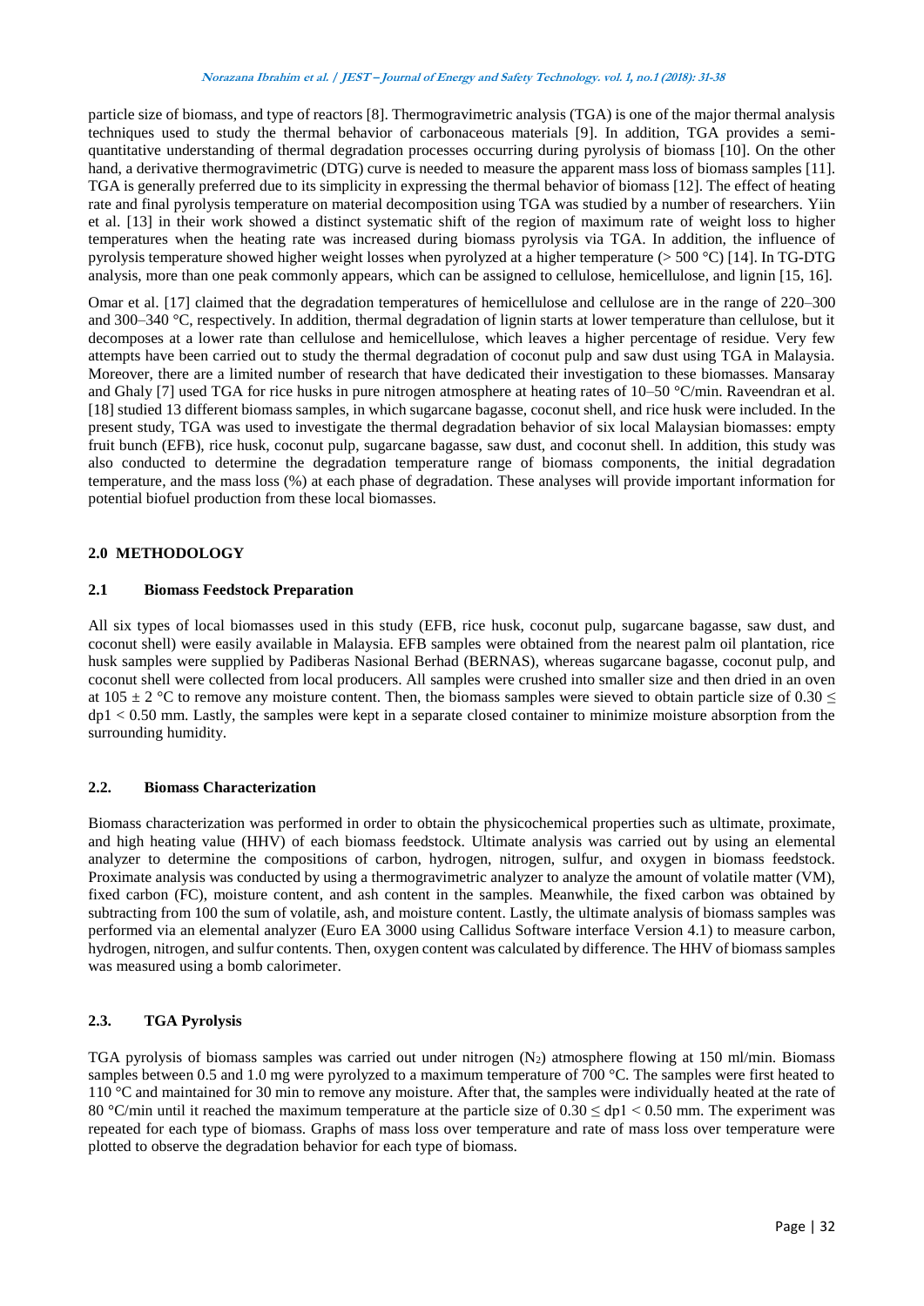particle size of biomass, and type of reactors [8]. Thermogravimetric analysis (TGA) is one of the major thermal analysis techniques used to study the thermal behavior of carbonaceous materials [9]. In addition, TGA provides a semi-quantitative understanding of thermal degradation processes occurring during pyrolysis of biomass [10]. On the other hand, a derivative thermogravimetric (DTG) curve is needed to measure the apparent mass loss of biomass samples [11]. TGA is generally preferred due to its simplicity in expressing the thermal behavior of biomass [12]. The effect of heating rate and final pyrolysis temperature on material decomposition using TGA was studied by a number of researchers. Yiin et al. [13] in their work showed a distinct systematic shift of the region of maximum rate of weight loss to higher temperatures when the heating rate was increased during biomass pyrolysis via TGA. In addition, the influence of pyrolysis temperature showed higher weight losses when pyrolyzed at a higher temperature (> 500 °C) [14]. In TG-DTG analysis, more than one peak commonly appears, which can be assigned to cellulose, hemicellulose, and lignin [15, 16].

Omar et al. [17] claimed that the degradation temperatures of hemicellulose and cellulose are in the range of 220–300 and 300–340 °C, respectively. In addition, thermal degradation of lignin starts at lower temperature than cellulose, but it decomposes at a lower rate than cellulose and hemicellulose, which leaves a higher percentage of residue. Very few attempts have been carried out to study the thermal degradation of coconut pulp and saw dust using TGA in Malaysia. Moreover, there are a limited number of research that have dedicated their investigation to these biomasses. Mansaray and Ghaly [7] used TGA for rice husks in pure nitrogen atmosphere at heating rates of 10–50 °C/min. Raveendran et al. [18] studied 13 different biomass samples, in which sugarcane bagasse, coconut shell, and rice husk were included. In the present study, TGA was used to investigate the thermal degradation behavior of six local Malaysian biomasses: empty fruit bunch (EFB), rice husk, coconut pulp, sugarcane bagasse, saw dust, and coconut shell. In addition, this study was also conducted to determine the degradation temperature range of biomass components, the initial degradation temperature, and the mass loss (%) at each phase of degradation. These analyses will provide important information for potential biofuel production from these local biomasses.

## 2.0 METHODOLOGY

### 2.1 Biomass Feedstock Preparation

All six types of local biomasses used in this study (EFB, rice husk, coconut pulp, sugarcane bagasse, saw dust, and coconut shell) were easily available in Malaysia. EFB samples were obtained from the nearest palm oil plantation, rice husk samples were supplied by Padiberas Nasional Berhad (BERNAS), whereas sugarcane bagasse, coconut pulp, and coconut shell were collected from local producers. All samples were crushed into smaller size and then dried in an oven at 105 ± 2 °C to remove any moisture content. Then, the biomass samples were sieved to obtain particle size of $0.30 \leq dp1 < 0.50$ mm. Lastly, the samples were kept in a separate closed container to minimize moisture absorption from the surrounding humidity.

### 2.2. Biomass Characterization

Biomass characterization was performed in order to obtain the physicochemical properties such as ultimate, proximate, and high heating value (HHV) of each biomass feedstock. Ultimate analysis was carried out by using an elemental analyzer to determine the compositions of carbon, hydrogen, nitrogen, sulfur, and oxygen in biomass feedstock. Proximate analysis was conducted by using a thermogravimetric analyzer to analyze the amount of volatile matter (VM), fixed carbon (FC), moisture content, and ash content in the samples. Meanwhile, the fixed carbon was obtained by subtracting from 100 the sum of volatile, ash, and moisture content. Lastly, the ultimate analysis of biomass samples was performed via an elemental analyzer (Euro EA 3000 using Callidus Software interface Version 4.1) to measure carbon, hydrogen, nitrogen, and sulfur contents. Then, oxygen content was calculated by difference. The HHV of biomass samples was measured using a bomb calorimeter.

### 2.3. TGA Pyrolysis

TGA pyrolysis of biomass samples was carried out under nitrogen ($N_2$) atmosphere flowing at 150 ml/min. Biomass samples between 0.5 and 1.0 mg were pyrolyzed to a maximum temperature of 700 °C. The samples were first heated to 110 °C and maintained for 30 min to remove any moisture. After that, the samples were individually heated at the rate of 80 °C/min until it reached the maximum temperature at the particle size of $0.30 \leq dp1 < 0.50$ mm. The experiment was repeated for each type of biomass. Graphs of mass loss over temperature and rate of mass loss over temperature were plotted to observe the degradation behavior for each type of biomass.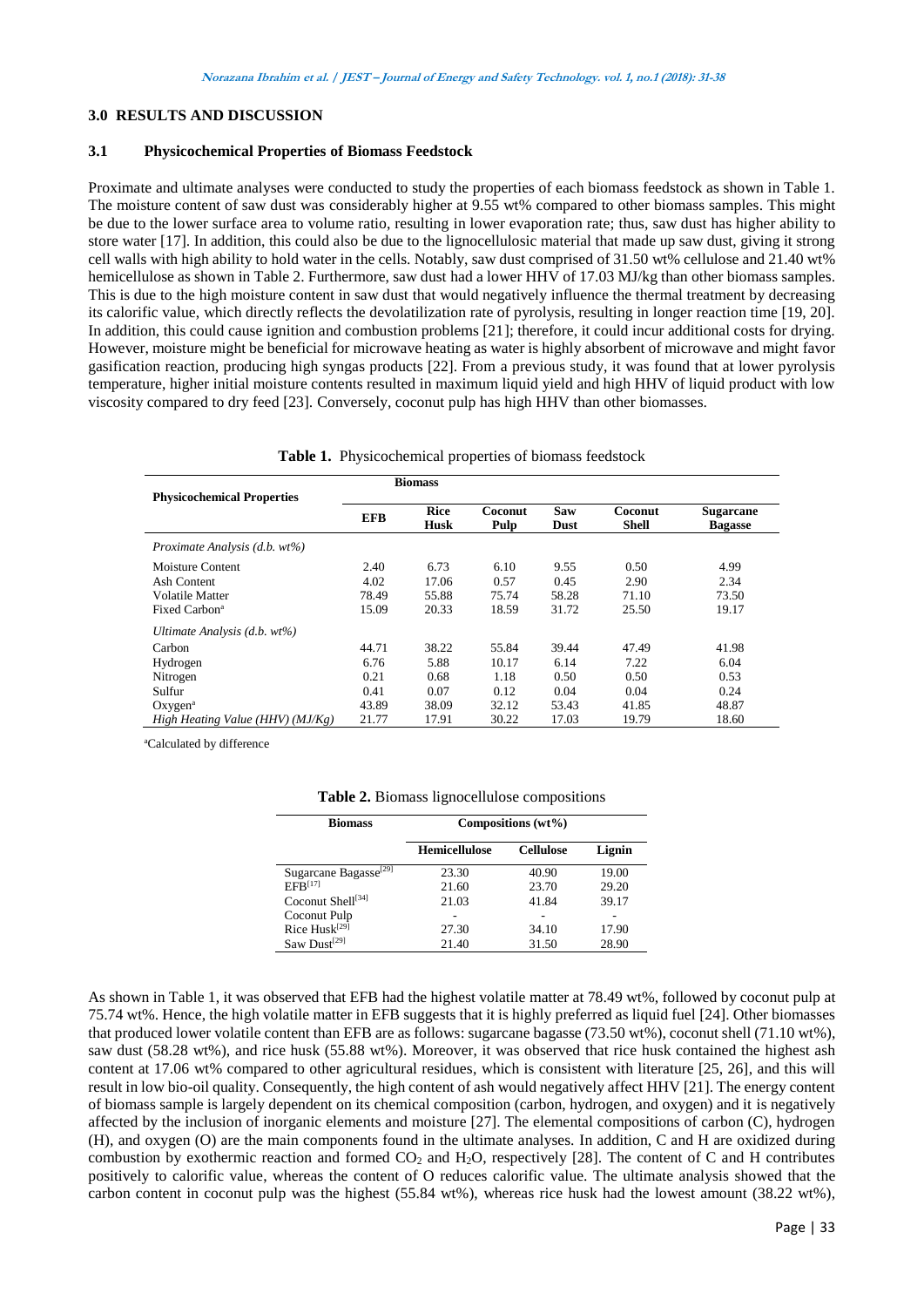## 3.0 RESULTS AND DISCUSSION

### 3.1 Physicochemical Properties of Biomass Feedstock

Proximate and ultimate analyses were conducted to study the properties of each biomass feedstock as shown in Table 1. The moisture content of saw dust was considerably higher at 9.55 wt% compared to other biomass samples. This might be due to the lower surface area to volume ratio, resulting in lower evaporation rate; thus, saw dust has higher ability to store water [17]. In addition, this could also be due to the lignocellulosic material that made up saw dust, giving it strong cell walls with high ability to hold water in the cells. Notably, saw dust comprised of 31.50 wt% cellulose and 21.40 wt% hemicellulose as shown in Table 2. Furthermore, saw dust had a lower HHV of 17.03 MJ/kg than other biomass samples. This is due to the high moisture content in saw dust that would negatively influence the thermal treatment by decreasing its calorific value, which directly reflects the devolatilization rate of pyrolysis, resulting in longer reaction time [19, 20]. In addition, this could cause ignition and combustion problems [21]; therefore, it could incur additional costs for drying. However, moisture might be beneficial for microwave heating as water is highly absorbent of microwave and might favor gasification reaction, producing high syngas products [22]. From a previous study, it was found that at lower pyrolysis temperature, higher initial moisture contents resulted in maximum liquid yield and high HHV of liquid product with low viscosity compared to dry feed [23]. Conversely, coconut pulp has high HHV than other biomasses.

**Table 1.** Physicochemical properties of biomass feedstock

| Physicochemical Properties | Biomass | | | | | |
|---|---|---|---|---|---|---|
| | EFB | Rice Husk | Coconut Pulp | Saw Dust | Coconut Shell | Sugarcane Bagasse |
| *Proximate Analysis (d.b. wt%)* | | | | | | |
| Moisture Content | 2.40 | 6.73 | 6.10 | 9.55 | 0.50 | 4.99 |
| Ash Content | 4.02 | 17.06 | 0.57 | 0.45 | 2.90 | 2.34 |
| Volatile Matter | 78.49 | 55.88 | 75.74 | 58.28 | 71.10 | 73.50 |
| Fixed Carbon[a] | 15.09 | 20.33 | 18.59 | 31.72 | 25.50 | 19.17 |
| *Ultimate Analysis (d.b. wt%)* | | | | | | |
| Carbon | 44.71 | 38.22 | 55.84 | 39.44 | 47.49 | 41.98 |
| Hydrogen | 6.76 | 5.88 | 10.17 | 6.14 | 7.22 | 6.04 |
| Nitrogen | 0.21 | 0.68 | 1.18 | 0.50 | 0.50 | 0.53 |
| Sulfur | 0.41 | 0.07 | 0.12 | 0.04 | 0.04 | 0.24 |
| Oxygen[a] | 43.89 | 38.09 | 32.12 | 53.43 | 41.85 | 48.87 |
| *High Heating Value (HHV) (MJ/Kg)* | 21.77 | 17.91 | 30.22 | 17.03 | 19.79 | 18.60 |

[a]Calculated by difference

**Table 2.** Biomass lignocellulose compositions

| Biomass | Compositions (wt%) | | |
|---|---|---|---|
| | Hemicellulose | Cellulose | Lignin |
| Sugarcane Bagasse[29] | 23.30 | 40.90 | 19.00 |
| EFB[17] | 21.60 | 23.70 | 29.20 |
| Coconut Shell[34] | 21.03 | 41.84 | 39.17 |
| Coconut Pulp | - | - | - |
| Rice Husk[29] | 27.30 | 34.10 | 17.90 |
| Saw Dust[29] | 21.40 | 31.50 | 28.90 |

As shown in Table 1, it was observed that EFB had the highest volatile matter at 78.49 wt%, followed by coconut pulp at 75.74 wt%. Hence, the high volatile matter in EFB suggests that it is highly preferred as liquid fuel [24]. Other biomasses that produced lower volatile content than EFB are as follows: sugarcane bagasse (73.50 wt%), coconut shell (71.10 wt%), saw dust (58.28 wt%), and rice husk (55.88 wt%). Moreover, it was observed that rice husk contained the highest ash content at 17.06 wt% compared to other agricultural residues, which is consistent with literature [25, 26], and this will result in low bio-oil quality. Consequently, the high content of ash would negatively affect HHV [21]. The energy content of biomass sample is largely dependent on its chemical composition (carbon, hydrogen, and oxygen) and it is negatively affected by the inclusion of inorganic elements and moisture [27]. The elemental compositions of carbon (C), hydrogen (H), and oxygen (O) are the main components found in the ultimate analyses. In addition, C and H are oxidized during combustion by exothermic reaction and formed $CO_2$ and $H_2O$, respectively [28]. The content of C and H contributes positively to calorific value, whereas the content of O reduces calorific value. The ultimate analysis showed that the carbon content in coconut pulp was the highest (55.84 wt%), whereas rice husk had the lowest amount (38.22 wt%),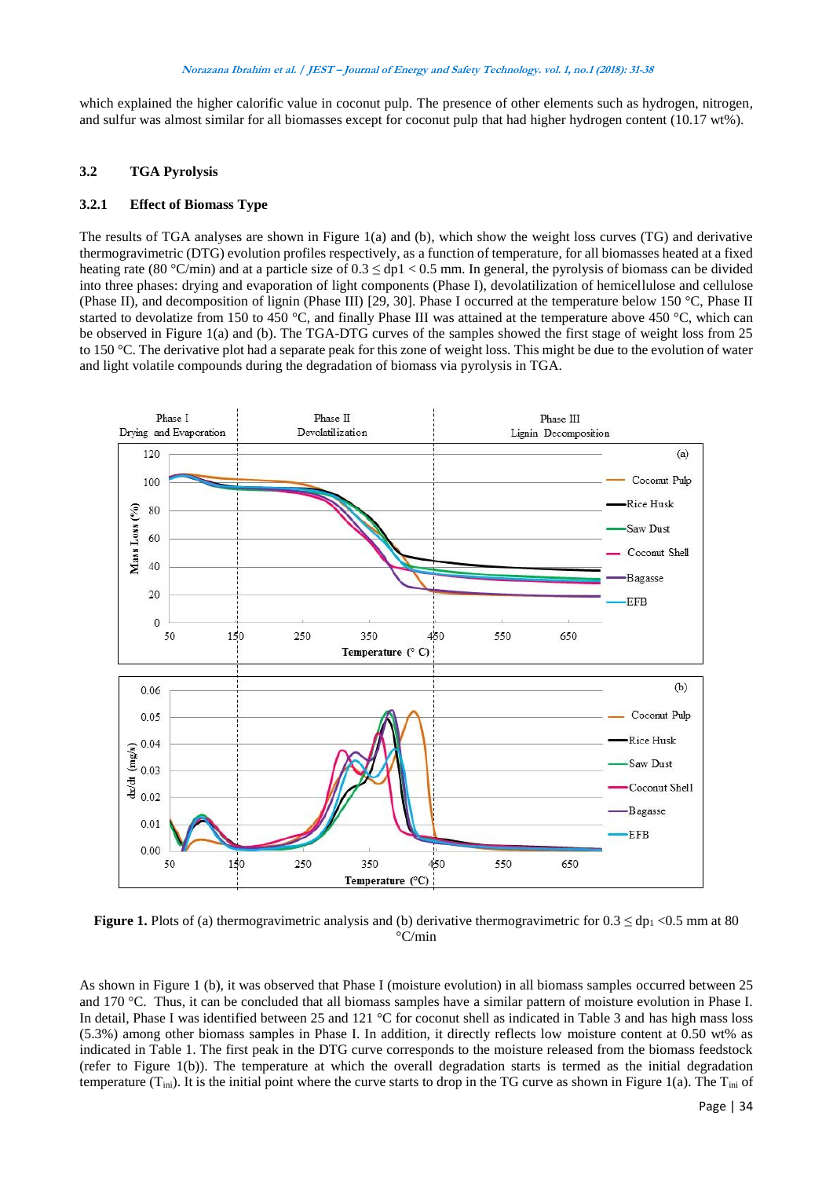which explained the higher calorific value in coconut pulp. The presence of other elements such as hydrogen, nitrogen, and sulfur was almost similar for all biomasses except for coconut pulp that had higher hydrogen content (10.17 wt%).

## 3.2 TGA Pyrolysis

### 3.2.1 Effect of Biomass Type

The results of TGA analyses are shown in Figure 1(a) and (b), which show the weight loss curves (TG) and derivative thermogravimetric (DTG) evolution profiles respectively, as a function of temperature, for all biomasses heated at a fixed heating rate (80 °C/min) and at a particle size of $0.3 \leq dp1 < 0.5$ mm. In general, the pyrolysis of biomass can be divided into three phases: drying and evaporation of light components (Phase I), devolatilization of hemicellulose and cellulose (Phase II), and decomposition of lignin (Phase III) [29, 30]. Phase I occurred at the temperature below 150 °C, Phase II started to devolatize from 150 to 450 °C, and finally Phase III was attained at the temperature above 450 °C, which can be observed in Figure 1(a) and (b). The TGA-DTG curves of the samples showed the first stage of weight loss from 25 to 150 °C. The derivative plot had a separate peak for this zone of weight loss. This might be due to the evolution of water and light volatile compounds during the degradation of biomass via pyrolysis in TGA.

**Figure 1.** Plots of (a) thermogravimetric analysis and (b) derivative thermogravimetric for $0.3 \leq dp_1 < 0.5$ mm at 80 °C/min

As shown in Figure 1 (b), it was observed that Phase I (moisture evolution) in all biomass samples occurred between 25 and 170 °C. Thus, it can be concluded that all biomass samples have a similar pattern of moisture evolution in Phase I. In detail, Phase I was identified between 25 and 121 °C for coconut shell as indicated in Table 3 and has high mass loss (5.3%) among other biomass samples in Phase I. In addition, it directly reflects low moisture content at 0.50 wt% as indicated in Table 1. The first peak in the DTG curve corresponds to the moisture released from the biomass feedstock (refer to Figure 1(b)). The temperature at which the overall degradation starts is termed as the initial degradation temperature ($T_{ini}$). It is the initial point where the curve starts to drop in the TG curve as shown in Figure 1(a). The $T_{ini}$ of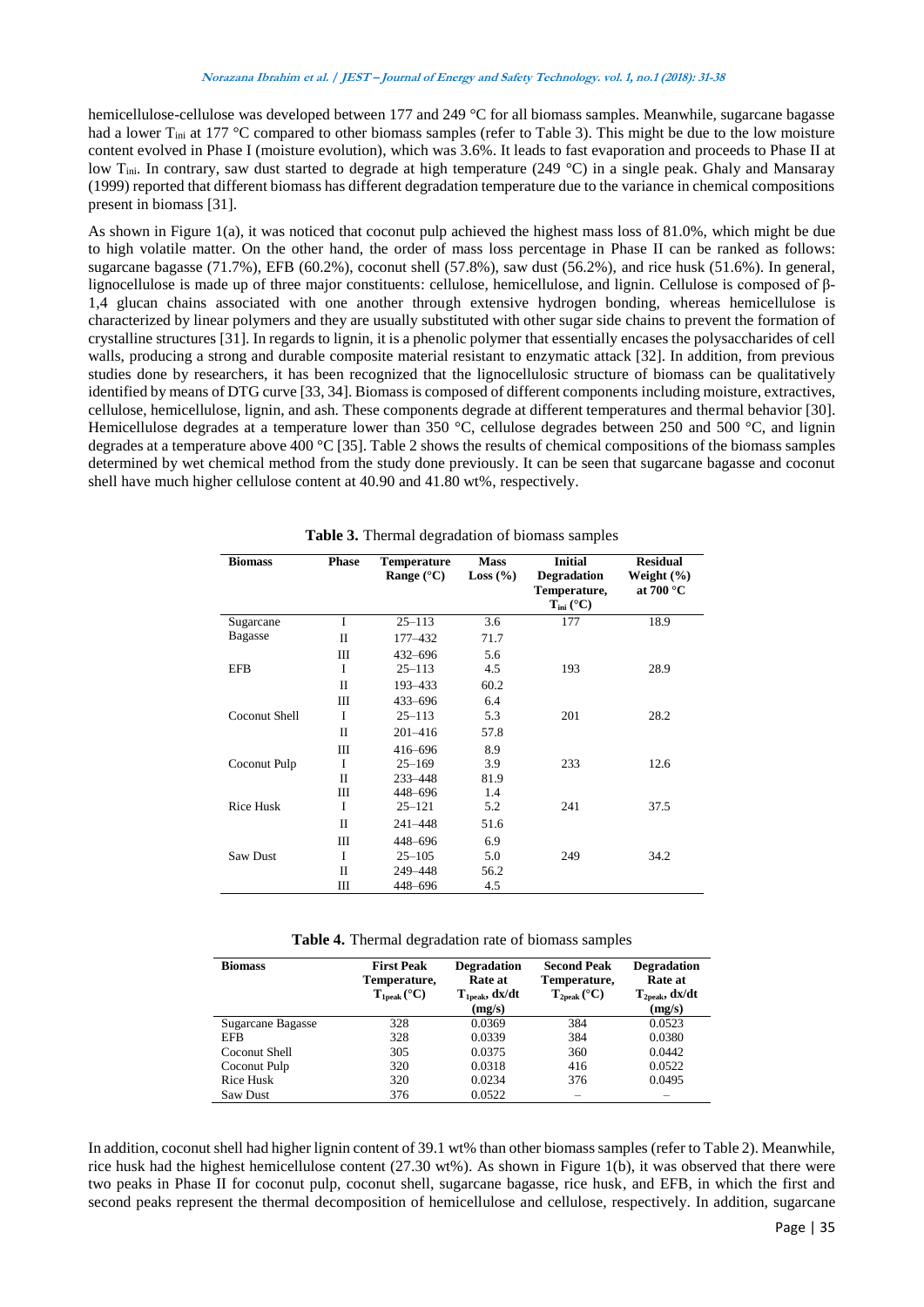hemicellulose-cellulose was developed between 177 and 249 °C for all biomass samples. Meanwhile, sugarcane bagasse had a lower $T_{ini}$ at 177 °C compared to other biomass samples (refer to Table 3). This might be due to the low moisture content evolved in Phase I (moisture evolution), which was 3.6%. It leads to fast evaporation and proceeds to Phase II at low $T_{ini}$. In contrary, saw dust started to degrade at high temperature (249 °C) in a single peak. Ghaly and Mansaray (1999) reported that different biomass has different degradation temperature due to the variance in chemical compositions present in biomass [31].

As shown in Figure 1(a), it was noticed that coconut pulp achieved the highest mass loss of 81.0%, which might be due to high volatile matter. On the other hand, the order of mass loss percentage in Phase II can be ranked as follows: sugarcane bagasse (71.7%), EFB (60.2%), coconut shell (57.8%), saw dust (56.2%), and rice husk (51.6%). In general, lignocellulose is made up of three major constituents: cellulose, hemicellulose, and lignin. Cellulose is composed of β-1,4 glucan chains associated with one another through extensive hydrogen bonding, whereas hemicellulose is characterized by linear polymers and they are usually substituted with other sugar side chains to prevent the formation of crystalline structures [31]. In regards to lignin, it is a phenolic polymer that essentially encases the polysaccharides of cell walls, producing a strong and durable composite material resistant to enzymatic attack [32]. In addition, from previous studies done by researchers, it has been recognized that the lignocellulosic structure of biomass can be qualitatively identified by means of DTG curve [33, 34]. Biomass is composed of different components including moisture, extractives, cellulose, hemicellulose, lignin, and ash. These components degrade at different temperatures and thermal behavior [30]. Hemicellulose degrades at a temperature lower than 350 °C, cellulose degrades between 250 and 500 °C, and lignin degrades at a temperature above 400 °C [35]. Table 2 shows the results of chemical compositions of the biomass samples determined by wet chemical method from the study done previously. It can be seen that sugarcane bagasse and coconut shell have much higher cellulose content at 40.90 and 41.80 wt%, respectively.

**Table 3.** Thermal degradation of biomass samples

| Biomass | Phase | Temperature Range (°C) | Mass Loss (%) | Initial Degradation Temperature, $T_{ini}$ (°C) | Residual Weight (%) at 700 °C |
|---|---|---|---|---|---|
| Sugarcane Bagasse | I | 25–113 | 3.6 | 177 | 18.9 |
| | II | 177–432 | 71.7 | | |
| | III | 432–696 | 5.6 | | |
| EFB | I | 25–113 | 4.5 | 193 | 28.9 |
| | II | 193–433 | 60.2 | | |
| | III | 433–696 | 6.4 | | |
| Coconut Shell | I | 25–113 | 5.3 | 201 | 28.2 |
| | II | 201–416 | 57.8 | | |
| | III | 416–696 | 8.9 | | |
| Coconut Pulp | I | 25–169 | 3.9 | 233 | 12.6 |
| | II | 233–448 | 81.9 | | |
| | III | 448–696 | 1.4 | | |
| Rice Husk | I | 25–121 | 5.2 | 241 | 37.5 |
| | II | 241–448 | 51.6 | | |
| | III | 448–696 | 6.9 | | |
| Saw Dust | I | 25–105 | 5.0 | 249 | 34.2 |
| | II | 249–448 | 56.2 | | |
| | III | 448–696 | 4.5 | | |

**Table 4.** Thermal degradation rate of biomass samples

| Biomass | First Peak Temperature, $T_{1peak}$ (°C) | Degradation Rate at $T_{1peak}$, dx/dt (mg/s) | Second Peak Temperature, $T_{2peak}$ (°C) | Degradation Rate at $T_{2peak}$, dx/dt (mg/s) |
|---|---|---|---|---|
| Sugarcane Bagasse | 328 | 0.0369 | 384 | 0.0523 |
| EFB | 328 | 0.0339 | 384 | 0.0380 |
| Coconut Shell | 305 | 0.0375 | 360 | 0.0442 |
| Coconut Pulp | 320 | 0.0318 | 416 | 0.0522 |
| Rice Husk | 320 | 0.0234 | 376 | 0.0495 |
| Saw Dust | 376 | 0.0522 | – | – |

In addition, coconut shell had higher lignin content of 39.1 wt% than other biomass samples (refer to Table 2). Meanwhile, rice husk had the highest hemicellulose content (27.30 wt%). As shown in Figure 1(b), it was observed that there were two peaks in Phase II for coconut pulp, coconut shell, sugarcane bagasse, rice husk, and EFB, in which the first and second peaks represent the thermal decomposition of hemicellulose and cellulose, respectively. In addition, sugarcane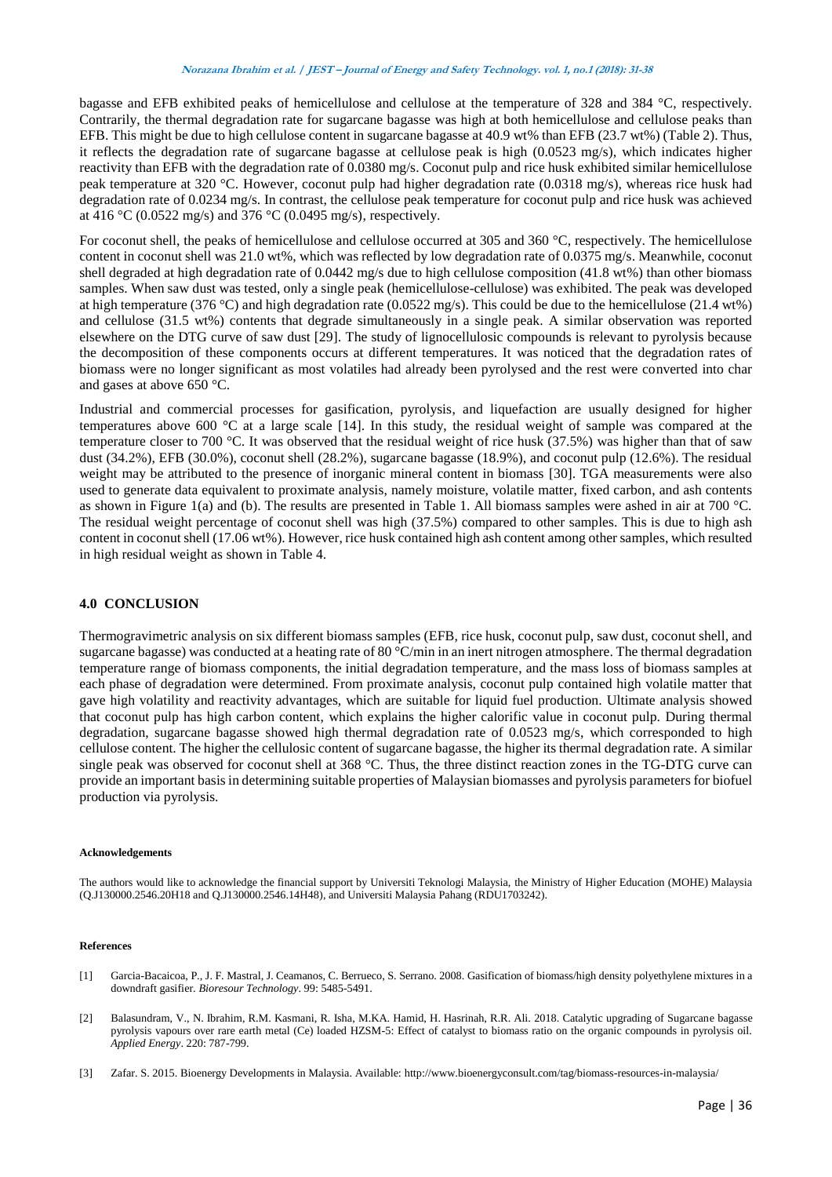bagasse and EFB exhibited peaks of hemicellulose and cellulose at the temperature of 328 and 384 °C, respectively. Contrarily, the thermal degradation rate for sugarcane bagasse was high at both hemicellulose and cellulose peaks than EFB. This might be due to high cellulose content in sugarcane bagasse at 40.9 wt% than EFB (23.7 wt%) (Table 2). Thus, it reflects the degradation rate of sugarcane bagasse at cellulose peak is high (0.0523 mg/s), which indicates higher reactivity than EFB with the degradation rate of 0.0380 mg/s. Coconut pulp and rice husk exhibited similar hemicellulose peak temperature at 320 °C. However, coconut pulp had higher degradation rate (0.0318 mg/s), whereas rice husk had degradation rate of 0.0234 mg/s. In contrast, the cellulose peak temperature for coconut pulp and rice husk was achieved at 416 °C (0.0522 mg/s) and 376 °C (0.0495 mg/s), respectively.

For coconut shell, the peaks of hemicellulose and cellulose occurred at 305 and 360 °C, respectively. The hemicellulose content in coconut shell was 21.0 wt%, which was reflected by low degradation rate of 0.0375 mg/s. Meanwhile, coconut shell degraded at high degradation rate of 0.0442 mg/s due to high cellulose composition (41.8 wt%) than other biomass samples. When saw dust was tested, only a single peak (hemicellulose-cellulose) was exhibited. The peak was developed at high temperature (376 °C) and high degradation rate (0.0522 mg/s). This could be due to the hemicellulose (21.4 wt%) and cellulose (31.5 wt%) contents that degrade simultaneously in a single peak. A similar observation was reported elsewhere on the DTG curve of saw dust [29]. The study of lignocellulosic compounds is relevant to pyrolysis because the decomposition of these components occurs at different temperatures. It was noticed that the degradation rates of biomass were no longer significant as most volatiles had already been pyrolysed and the rest were converted into char and gases at above 650 °C.

Industrial and commercial processes for gasification, pyrolysis, and liquefaction are usually designed for higher temperatures above 600 °C at a large scale [14]. In this study, the residual weight of sample was compared at the temperature closer to 700 °C. It was observed that the residual weight of rice husk (37.5%) was higher than that of saw dust (34.2%), EFB (30.0%), coconut shell (28.2%), sugarcane bagasse (18.9%), and coconut pulp (12.6%). The residual weight may be attributed to the presence of inorganic mineral content in biomass [30]. TGA measurements were also used to generate data equivalent to proximate analysis, namely moisture, volatile matter, fixed carbon, and ash contents as shown in Figure 1(a) and (b). The results are presented in Table 1. All biomass samples were ashed in air at 700 °C. The residual weight percentage of coconut shell was high (37.5%) compared to other samples. This is due to high ash content in coconut shell (17.06 wt%). However, rice husk contained high ash content among other samples, which resulted in high residual weight as shown in Table 4.

## 4.0 CONCLUSION

Thermogravimetric analysis on six different biomass samples (EFB, rice husk, coconut pulp, saw dust, coconut shell, and sugarcane bagasse) was conducted at a heating rate of 80 °C/min in an inert nitrogen atmosphere. The thermal degradation temperature range of biomass components, the initial degradation temperature, and the mass loss of biomass samples at each phase of degradation were determined. From proximate analysis, coconut pulp contained high volatile matter that gave high volatility and reactivity advantages, which are suitable for liquid fuel production. Ultimate analysis showed that coconut pulp has high carbon content, which explains the higher calorific value in coconut pulp. During thermal degradation, sugarcane bagasse showed high thermal degradation rate of 0.0523 mg/s, which corresponded to high cellulose content. The higher the cellulosic content of sugarcane bagasse, the higher its thermal degradation rate. A similar single peak was observed for coconut shell at 368 °C. Thus, the three distinct reaction zones in the TG-DTG curve can provide an important basis in determining suitable properties of Malaysian biomasses and pyrolysis parameters for biofuel production via pyrolysis.

#### Acknowledgements

The authors would like to acknowledge the financial support by Universiti Teknologi Malaysia, the Ministry of Higher Education (MOHE) Malaysia (Q.J130000.2546.20H18 and Q.J130000.2546.14H48), and Universiti Malaysia Pahang (RDU1703242).

#### References

[1] Garcia-Bacaicoa, P., J. F. Mastral, J. Ceamanos, C. Berrueco, S. Serrano. 2008. Gasification of biomass/high density polyethylene mixtures in a downdraft gasifier. *Bioresour Technology*. 99: 5485-5491.

[2] Balasundram, V., N. Ibrahim, R.M. Kasmani, R. Isha, M.KA. Hamid, H. Hasrinah, R.R. Ali. 2018. Catalytic upgrading of Sugarcane bagasse pyrolysis vapours over rare earth metal (Ce) loaded HZSM-5: Effect of catalyst to biomass ratio on the organic compounds in pyrolysis oil. *Applied Energy*. 220: 787-799.

[3] Zafar. S. 2015. Bioenergy Developments in Malaysia. Available: http://www.bioenergyconsult.com/tag/biomass-resources-in-malaysia/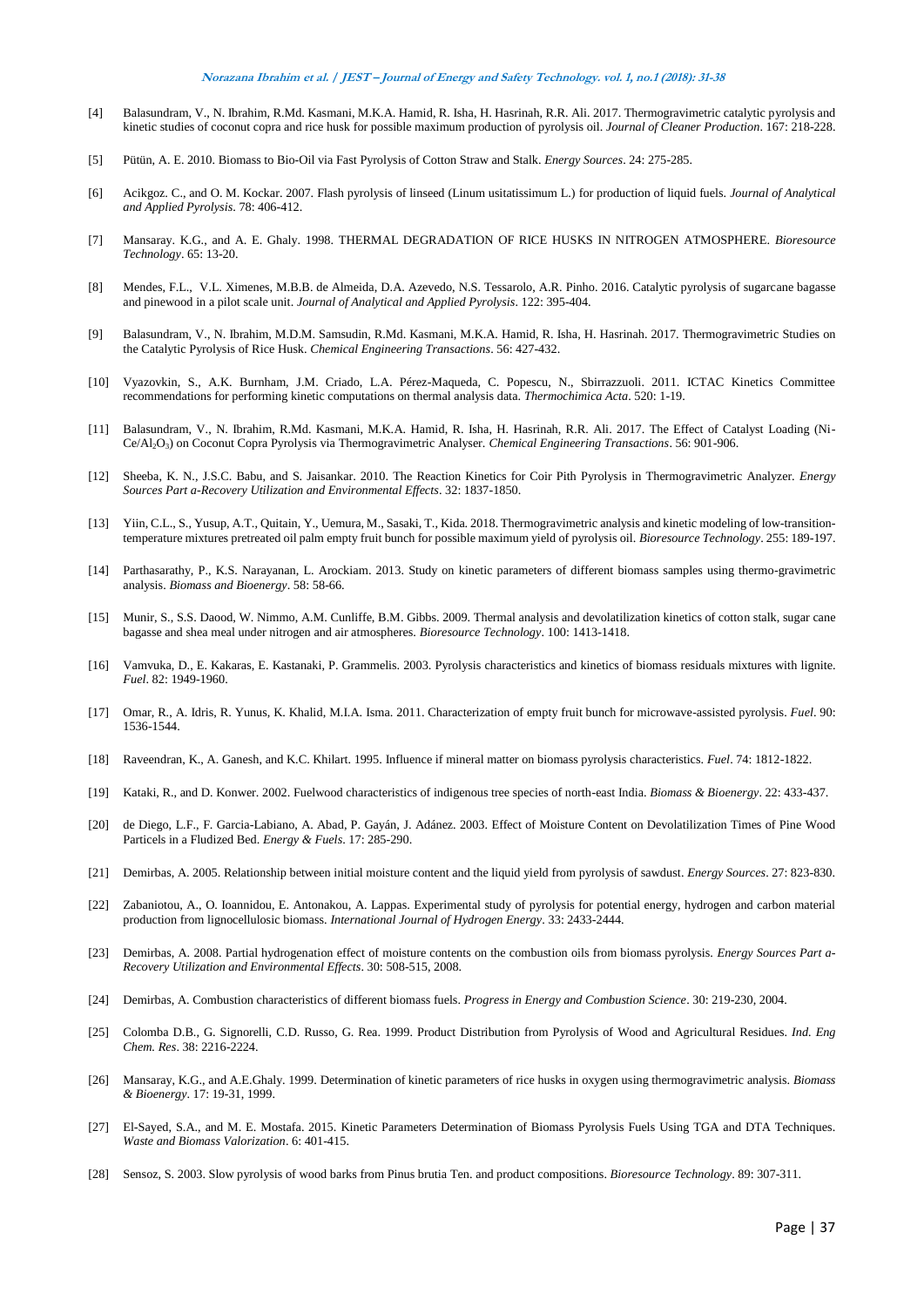[4] Balasundram, V., N. Ibrahim, R.Md. Kasmani, M.K.A. Hamid, R. Isha, H. Hasrinah, R.R. Ali. 2017. Thermogravimetric catalytic pyrolysis and kinetic studies of coconut copra and rice husk for possible maximum production of pyrolysis oil. *Journal of Cleaner Production*. 167: 218-228.

[5] Pütün, A. E. 2010. Biomass to Bio-Oil via Fast Pyrolysis of Cotton Straw and Stalk. *Energy Sources*. 24: 275-285.

[6] Acikgoz. C., and O. M. Kockar. 2007. Flash pyrolysis of linseed (Linum usitatissimum L.) for production of liquid fuels. *Journal of Analytical and Applied Pyrolysis*. 78: 406-412.

[7] Mansaray. K.G., and A. E. Ghaly. 1998. THERMAL DEGRADATION OF RICE HUSKS IN NITROGEN ATMOSPHERE. *Bioresource Technology*. 65: 13-20.

[8] Mendes, F.L., V.L. Ximenes, M.B.B. de Almeida, D.A. Azevedo, N.S. Tessarolo, A.R. Pinho. 2016. Catalytic pyrolysis of sugarcane bagasse and pinewood in a pilot scale unit. *Journal of Analytical and Applied Pyrolysis*. 122: 395-404.

[9] Balasundram, V., N. Ibrahim, M.D.M. Samsudin, R.Md. Kasmani, M.K.A. Hamid, R. Isha, H. Hasrinah. 2017. Thermogravimetric Studies on the Catalytic Pyrolysis of Rice Husk. *Chemical Engineering Transactions*. 56: 427-432.

[10] Vyazovkin, S., A.K. Burnham, J.M. Criado, L.A. Pérez-Maqueda, C. Popescu, N., Sbirrazzuoli. 2011. ICTAC Kinetics Committee recommendations for performing kinetic computations on thermal analysis data. *Thermochimica Acta*. 520: 1-19.

[11] Balasundram, V., N. Ibrahim, R.Md. Kasmani, M.K.A. Hamid, R. Isha, H. Hasrinah, R.R. Ali. 2017. The Effect of Catalyst Loading (Ni-Ce/$Al_2O_3$) on Coconut Copra Pyrolysis via Thermogravimetric Analyser. *Chemical Engineering Transactions*. 56: 901-906.

[12] Sheeba, K. N., J.S.C. Babu, and S. Jaisankar. 2010. The Reaction Kinetics for Coir Pith Pyrolysis in Thermogravimetric Analyzer. *Energy Sources Part a-Recovery Utilization and Environmental Effects*. 32: 1837-1850.

[13] Yiin, C.L., S., Yusup, A.T., Quitain, Y., Uemura, M., Sasaki, T., Kida. 2018. Thermogravimetric analysis and kinetic modeling of low-transition-temperature mixtures pretreated oil palm empty fruit bunch for possible maximum yield of pyrolysis oil. *Bioresource Technology*. 255: 189-197.

[14] Parthasarathy, P., K.S. Narayanan, L. Arockiam. 2013. Study on kinetic parameters of different biomass samples using thermo-gravimetric analysis. *Biomass and Bioenergy*. 58: 58-66.

[15] Munir, S., S.S. Daood, W. Nimmo, A.M. Cunliffe, B.M. Gibbs. 2009. Thermal analysis and devolatilization kinetics of cotton stalk, sugar cane bagasse and shea meal under nitrogen and air atmospheres. *Bioresource Technology*. 100: 1413-1418.

[16] Vamvuka, D., E. Kakaras, E. Kastanaki, P. Grammelis. 2003. Pyrolysis characteristics and kinetics of biomass residuals mixtures with lignite. *Fuel*. 82: 1949-1960.

[17] Omar, R., A. Idris, R. Yunus, K. Khalid, M.I.A. Isma. 2011. Characterization of empty fruit bunch for microwave-assisted pyrolysis. *Fuel*. 90: 1536-1544.

[18] Raveendran, K., A. Ganesh, and K.C. Khilart. 1995. Influence if mineral matter on biomass pyrolysis characteristics. *Fuel*. 74: 1812-1822.

[19] Kataki, R., and D. Konwer. 2002. Fuelwood characteristics of indigenous tree species of north-east India. *Biomass & Bioenergy*. 22: 433-437.

[20] de Diego, L.F., F. Garcia-Labiano, A. Abad, P. Gayán, J. Adánez. 2003. Effect of Moisture Content on Devolatilization Times of Pine Wood Particels in a Fludized Bed. *Energy & Fuels*. 17: 285-290.

[21] Demirbas, A. 2005. Relationship between initial moisture content and the liquid yield from pyrolysis of sawdust. *Energy Sources*. 27: 823-830.

[22] Zabaniotou, A., O. Ioannidou, E. Antonakou, A. Lappas. Experimental study of pyrolysis for potential energy, hydrogen and carbon material production from lignocellulosic biomass. *International Journal of Hydrogen Energy*. 33: 2433-2444.

[23] Demirbas, A. 2008. Partial hydrogenation effect of moisture contents on the combustion oils from biomass pyrolysis. *Energy Sources Part a-Recovery Utilization and Environmental Effects*. 30: 508-515, 2008.

[24] Demirbas, A. Combustion characteristics of different biomass fuels. *Progress in Energy and Combustion Science*. 30: 219-230, 2004.

[25] Colomba D.B., G. Signorelli, C.D. Russo, G. Rea. 1999. Product Distribution from Pyrolysis of Wood and Agricultural Residues. *Ind. Eng Chem. Res*. 38: 2216-2224.

[26] Mansaray, K.G., and A.E.Ghaly. 1999. Determination of kinetic parameters of rice husks in oxygen using thermogravimetric analysis. *Biomass & Bioenergy*. 17: 19-31, 1999.

[27] El-Sayed, S.A., and M. E. Mostafa. 2015. Kinetic Parameters Determination of Biomass Pyrolysis Fuels Using TGA and DTA Techniques. *Waste and Biomass Valorization*. 6: 401-415.

[28] Sensoz, S. 2003. Slow pyrolysis of wood barks from Pinus brutia Ten. and product compositions. *Bioresource Technology*. 89: 307-311.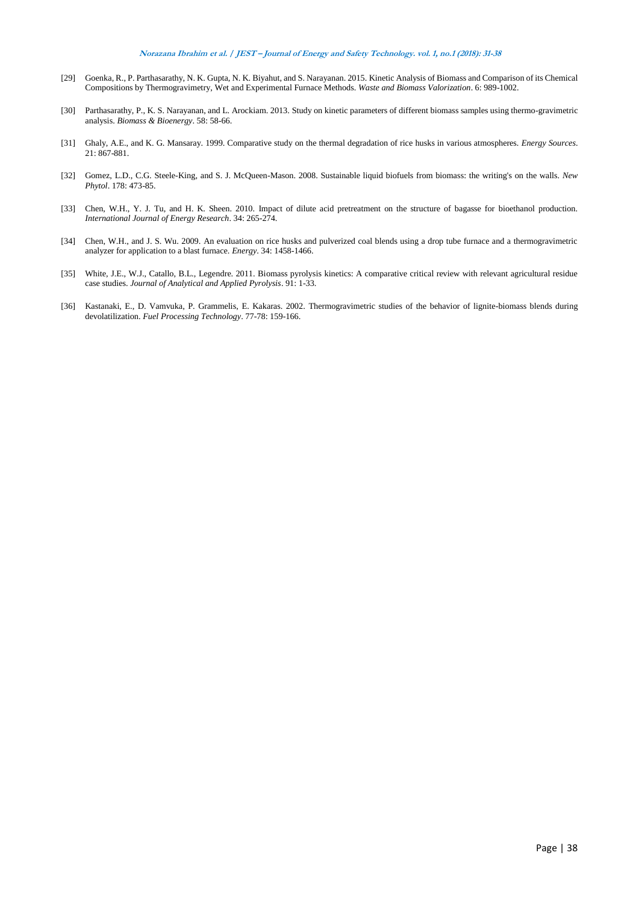[29] Goenka, R., P. Parthasarathy, N. K. Gupta, N. K. Biyahut, and S. Narayanan. 2015. Kinetic Analysis of Biomass and Comparison of its Chemical Compositions by Thermogravimetry, Wet and Experimental Furnace Methods. *Waste and Biomass Valorization*. 6: 989-1002.

[30] Parthasarathy, P., K. S. Narayanan, and L. Arockiam. 2013. Study on kinetic parameters of different biomass samples using thermo-gravimetric analysis. *Biomass & Bioenergy*. 58: 58-66.

[31] Ghaly, A.E., and K. G. Mansaray. 1999. Comparative study on the thermal degradation of rice husks in various atmospheres. *Energy Sources*. 21: 867-881.

[32] Gomez, L.D., C.G. Steele-King, and S. J. McQueen-Mason. 2008. Sustainable liquid biofuels from biomass: the writing's on the walls. *New Phytol*. 178: 473-85.

[33] Chen, W.H., Y. J. Tu, and H. K. Sheen. 2010. Impact of dilute acid pretreatment on the structure of bagasse for bioethanol production. *International Journal of Energy Research*. 34: 265-274.

[34] Chen, W.H., and J. S. Wu. 2009. An evaluation on rice husks and pulverized coal blends using a drop tube furnace and a thermogravimetric analyzer for application to a blast furnace. *Energy*. 34: 1458-1466.

[35] White, J.E., W.J., Catallo, B.L., Legendre. 2011. Biomass pyrolysis kinetics: A comparative critical review with relevant agricultural residue case studies. *Journal of Analytical and Applied Pyrolysis*. 91: 1-33.

[36] Kastanaki, E., D. Vamvuka, P. Grammelis, E. Kakaras. 2002. Thermogravimetric studies of the behavior of lignite-biomass blends during devolatilization. *Fuel Processing Technology*. 77-78: 159-166.